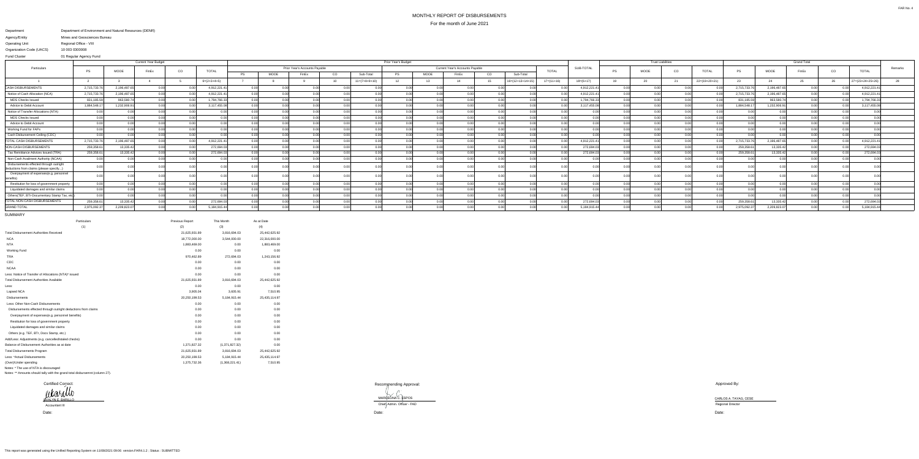FAR No. 4

# MONTHLY REPORT OF DISBURSEMENTS

For the month of June 2021

Department: Department of Environment and Natural Resources (DENR)
Agency/Entity: Mines and Geosciences Bureau
Operating Unit: Regional Office - VIII
Organization Code (UACS): 10 003 0300008
Fund Cluster: 01 Regular Agency Fund

| Particulars | Current Year Budget | | | | | Prior Year's Budget | | | | | | | | | | | | SUB-TOTAL | Trust Liabilities | | | | Grand Total | | | | | Remarks |
|---|---|---|---|---|---|---|---|---|---|---|---|---|---|---|---|---|---|---|---|---|---|---|---|---|---|---|---|---|
| | PS | MOOE | FinEx | CO | TOTAL | Prior Year's Accounts Payable | | | | | Current Year's Accounts Payable | | | | | TOTAL | | PS | MOOE | CO | TOTAL | PS | MOOE | FinEx | CO | TOTAL | |
| | | | | | | PS | MOOE | FinEx | CO | Sub-Total | PS | MOOE | FinEx | CO | Sub-Total | | | | | | | | | | | | |
| 1 | 2 | 3 | 4 | 5 | 6=(2+3+4+5) | 7 | 8 | 9 | 10 | 11=(7+8+9+10) | 12 | 13 | 14 | 15 | 16=(12+13+14+15) | 17=(11+16) | 18=(6+17) | 19 | 20 | 21 | 22=(19+20+21) | 23 | 24 | 25 | 26 | 27=(23+24+25+26) | 28 |
| CASH DISBURSEMENTS | 2,715,733.76 | 2,196,487.65 | 0.00 | 0.00 | 4,912,221.41 | 0.00 | 0.00 | 0.00 | 0.00 | 0.00 | 0.00 | 0.00 | 0.00 | 0.00 | 0.00 | 0.00 | 4,912,221.41 | 0.00 | 0.00 | 0.00 | 0.00 | 2,715,733.76 | 2,196,487.65 | 0.00 | 0.00 | 4,912,221.41 | |
| Notice of Cash Allocation (NCA) | 2,715,733.76 | 2,196,487.65 | 0.00 | 0.00 | 4,912,221.41 | 0.00 | 0.00 | 0.00 | 0.00 | 0.00 | 0.00 | 0.00 | 0.00 | 0.00 | 0.00 | 0.00 | 4,912,221.41 | 0.00 | 0.00 | 0.00 | 0.00 | 2,715,733.76 | 2,196,487.65 | 0.00 | 0.00 | 4,912,221.41 | |
| MDS Checks Issued | 831,185.59 | 963,580.74 | 0.00 | 0.00 | 1,794,766.33 | 0.00 | 0.00 | 0.00 | 0.00 | 0.00 | 0.00 | 0.00 | 0.00 | 0.00 | 0.00 | 0.00 | 1,794,766.33 | 0.00 | 0.00 | 0.00 | 0.00 | 831,185.59 | 963,580.74 | 0.00 | 0.00 | 1,794,766.33 | |
| Advice to Debit Account | 1,884,548.17 | 1,232,906.91 | 0.00 | 0.00 | 3,117,455.08 | 0.00 | 0.00 | 0.00 | 0.00 | 0.00 | 0.00 | 0.00 | 0.00 | 0.00 | 0.00 | 0.00 | 3,117,455.08 | 0.00 | 0.00 | 0.00 | 0.00 | 1,884,548.17 | 1,232,906.91 | 0.00 | 0.00 | 3,117,455.08 | |
| Notice of Transfer Allocations (NTA) | 0.00 | 0.00 | 0.00 | 0.00 | 0.00 | 0.00 | 0.00 | 0.00 | 0.00 | 0.00 | 0.00 | 0.00 | 0.00 | 0.00 | 0.00 | 0.00 | 0.00 | 0.00 | 0.00 | 0.00 | 0.00 | 0.00 | 0.00 | 0.00 | 0.00 | 0.00 | |
| MDS Checks Issued | 0.00 | 0.00 | 0.00 | 0.00 | 0.00 | 0.00 | 0.00 | 0.00 | 0.00 | 0.00 | 0.00 | 0.00 | 0.00 | 0.00 | 0.00 | 0.00 | 0.00 | 0.00 | 0.00 | 0.00 | 0.00 | 0.00 | 0.00 | 0.00 | 0.00 | 0.00 | |
| Advice to Debit Account | 0.00 | 0.00 | 0.00 | 0.00 | 0.00 | 0.00 | 0.00 | 0.00 | 0.00 | 0.00 | 0.00 | 0.00 | 0.00 | 0.00 | 0.00 | 0.00 | 0.00 | 0.00 | 0.00 | 0.00 | 0.00 | 0.00 | 0.00 | 0.00 | 0.00 | 0.00 | |
| Working Fund for FAPs | 0.00 | 0.00 | 0.00 | 0.00 | 0.00 | 0.00 | 0.00 | 0.00 | 0.00 | 0.00 | 0.00 | 0.00 | 0.00 | 0.00 | 0.00 | 0.00 | 0.00 | 0.00 | 0.00 | 0.00 | 0.00 | 0.00 | 0.00 | 0.00 | 0.00 | 0.00 | |
| Cash Disbursement Ceiling (CDC) | 0.00 | 0.00 | 0.00 | 0.00 | 0.00 | 0.00 | 0.00 | 0.00 | 0.00 | 0.00 | 0.00 | 0.00 | 0.00 | 0.00 | 0.00 | 0.00 | 0.00 | 0.00 | 0.00 | 0.00 | 0.00 | 0.00 | 0.00 | 0.00 | 0.00 | 0.00 | |
| TOTAL CASH DISBURSEMENTS | 2,715,733.76 | 2,196,487.65 | 0.00 | 0.00 | 4,912,221.41 | 0.00 | 0.00 | 0.00 | 0.00 | 0.00 | 0.00 | 0.00 | 0.00 | 0.00 | 0.00 | 0.00 | 4,912,221.41 | 0.00 | 0.00 | 0.00 | 0.00 | 2,715,733.76 | 2,196,487.65 | 0.00 | 0.00 | 4,912,221.41 | |
| NON-CASH DISBURSEMENTS | 259,358.61 | 13,335.42 | 0.00 | 0.00 | 272,694.03 | 0.00 | 0.00 | 0.00 | 0.00 | 0.00 | 0.00 | 0.00 | 0.00 | 0.00 | 0.00 | 0.00 | 272,694.03 | 0.00 | 0.00 | 0.00 | 0.00 | 259,358.61 | 13,335.42 | 0.00 | 0.00 | 272,694.03 | |
| Tax Remittance Advices Issued (TRA) | 259,358.61 | 13,335.42 | 0.00 | 0.00 | 272,694.03 | 0.00 | 0.00 | 0.00 | 0.00 | 0.00 | 0.00 | 0.00 | 0.00 | 0.00 | 0.00 | 0.00 | 272,694.03 | 0.00 | 0.00 | 0.00 | 0.00 | 259,358.61 | 13,335.42 | 0.00 | 0.00 | 272,694.03 | |
| Non-Cash Availment Authority (NCAA) | 0.00 | 0.00 | 0.00 | 0.00 | 0.00 | 0.00 | 0.00 | 0.00 | 0.00 | 0.00 | 0.00 | 0.00 | 0.00 | 0.00 | 0.00 | 0.00 | 0.00 | 0.00 | 0.00 | 0.00 | 0.00 | 0.00 | 0.00 | 0.00 | 0.00 | 0.00 | |
| Disbursements effected through outright deductions from claims (please specify...) | 0.00 | 0.00 | 0.00 | 0.00 | 0.00 | 0.00 | 0.00 | 0.00 | 0.00 | 0.00 | 0.00 | 0.00 | 0.00 | 0.00 | 0.00 | 0.00 | 0.00 | 0.00 | 0.00 | 0.00 | 0.00 | 0.00 | 0.00 | 0.00 | 0.00 | 0.00 | |
| Overpayment of expenses(e.g. personnel benefits) | 0.00 | 0.00 | 0.00 | 0.00 | 0.00 | 0.00 | 0.00 | 0.00 | 0.00 | 0.00 | 0.00 | 0.00 | 0.00 | 0.00 | 0.00 | 0.00 | 0.00 | 0.00 | 0.00 | 0.00 | 0.00 | 0.00 | 0.00 | 0.00 | 0.00 | 0.00 | |
| Restitution for loss of government property | 0.00 | 0.00 | 0.00 | 0.00 | 0.00 | 0.00 | 0.00 | 0.00 | 0.00 | 0.00 | 0.00 | 0.00 | 0.00 | 0.00 | 0.00 | 0.00 | 0.00 | 0.00 | 0.00 | 0.00 | 0.00 | 0.00 | 0.00 | 0.00 | 0.00 | 0.00 | |
| Liquidated damages and similar claims | 0.00 | 0.00 | 0.00 | 0.00 | 0.00 | 0.00 | 0.00 | 0.00 | 0.00 | 0.00 | 0.00 | 0.00 | 0.00 | 0.00 | 0.00 | 0.00 | 0.00 | 0.00 | 0.00 | 0.00 | 0.00 | 0.00 | 0.00 | 0.00 | 0.00 | 0.00 | |
| Others(TEF, BTr-Documentary Stamp Tax, etc) | 0.00 | 0.00 | 0.00 | 0.00 | 0.00 | 0.00 | 0.00 | 0.00 | 0.00 | 0.00 | 0.00 | 0.00 | 0.00 | 0.00 | 0.00 | 0.00 | 0.00 | 0.00 | 0.00 | 0.00 | 0.00 | 0.00 | 0.00 | 0.00 | 0.00 | 0.00 | |
| TOTAL NON-CASH DISBURSEMENTS | 259,358.61 | 13,335.42 | 0.00 | 0.00 | 272,694.03 | 0.00 | 0.00 | 0.00 | 0.00 | 0.00 | 0.00 | 0.00 | 0.00 | 0.00 | 0.00 | 0.00 | 272,694.03 | 0.00 | 0.00 | 0.00 | 0.00 | 259,358.61 | 13,335.42 | 0.00 | 0.00 | 272,694.03 | |
| GRAND TOTAL | 2,975,092.37 | 2,209,823.07 | 0.00 | 0.00 | 5,184,915.44 | 0.00 | 0.00 | 0.00 | 0.00 | 0.00 | 0.00 | 0.00 | 0.00 | 0.00 | 0.00 | 0.00 | 5,184,915.44 | 0.00 | 0.00 | 0.00 | 0.00 | 2,975,092.37 | 2,209,823.07 | 0.00 | 0.00 | 5,184,915.44 | |

## SUMMARY

| Particulars | Previous Report | This Month | As at Date |
|---|---|---|---|
| (1) | (2) | (3) | (4) |
| Total Disbursement Authorities Received | 21,625,931.89 | 3,816,694.03 | 25,442,625.92 |
| NCA | 18,772,000.00 | 3,544,000.00 | 22,316,000.00 |
| NTA | 1,883,469.00 | 0.00 | 1,883,469.00 |
| Working Fund | 0.00 | 0.00 | 0.00 |
| TRA | 970,462.89 | 272,694.03 | 1,243,156.92 |
| CDC | 0.00 | 0.00 | 0.00 |
| NCAA | 0.00 | 0.00 | 0.00 |
| Less: Notice of Transfer of Allocations (NTA)* issued | 0.00 | 0.00 | 0.00 |
| Total Disbursement Authorities Available | 21,625,931.89 | 3,816,694.03 | 25,442,625.92 |
| Less: | 0.00 | 0.00 | 0.00 |
| Lapsed NCA | 3,905.04 | 3,605.91 | 7,510.95 |
| Disbursements | 20,250,199.53 | 5,184,915.44 | 25,435,114.97 |
| Less: Other Non-Cash Disbursements | 0.00 | 0.00 | 0.00 |
| Disbursements effected through outright deductions from claims | 0.00 | 0.00 | 0.00 |
| Overpayment of expenses(e.g. personnel benefits) | 0.00 | 0.00 | 0.00 |
| Restitution for loss of government property | 0.00 | 0.00 | 0.00 |
| Liquidated damages and similar claims | 0.00 | 0.00 | 0.00 |
| Others (e.g. TEF, BTr, Docs Stamp, etc.) | 0.00 | 0.00 | 0.00 |
| Add/Less: Adjustments (e.g. cancelled/staled checks) | 0.00 | 0.00 | 0.00 |
| Balance of Disbursement Authorities as at date | 1,371,827.32 | (1,371,827.32) | 0.00 |
| Total Disbursements Program | 21,625,931.89 | 3,816,694.03 | 25,442,625.92 |
| Less: *Actual Disbursements | 20,250,199.53 | 5,184,915.44 | 25,435,114.97 |
| (Over)/Under spending | 1,375,732.36 | (1,368,221.41) | 7,510.95 |

Notes: * The use of NTA is discouraged

Notes: ** Amounts should tally with the grand total disbursement (column 27).

Certified Correct:

EVALYN E. BARILLO
Accountant III

Date:

Recommending Approval:

MARIBELINA C. ESPOS
Chief Admin. Officer - FAD

Date:

Approved By:

CARLOS A. TAYAG, CESE
Regional Director

Date:

This report was generated using the Unified Reporting System on 11/08/2021 09:06 version.FAR4.1.2 ; Status : SUBMITTED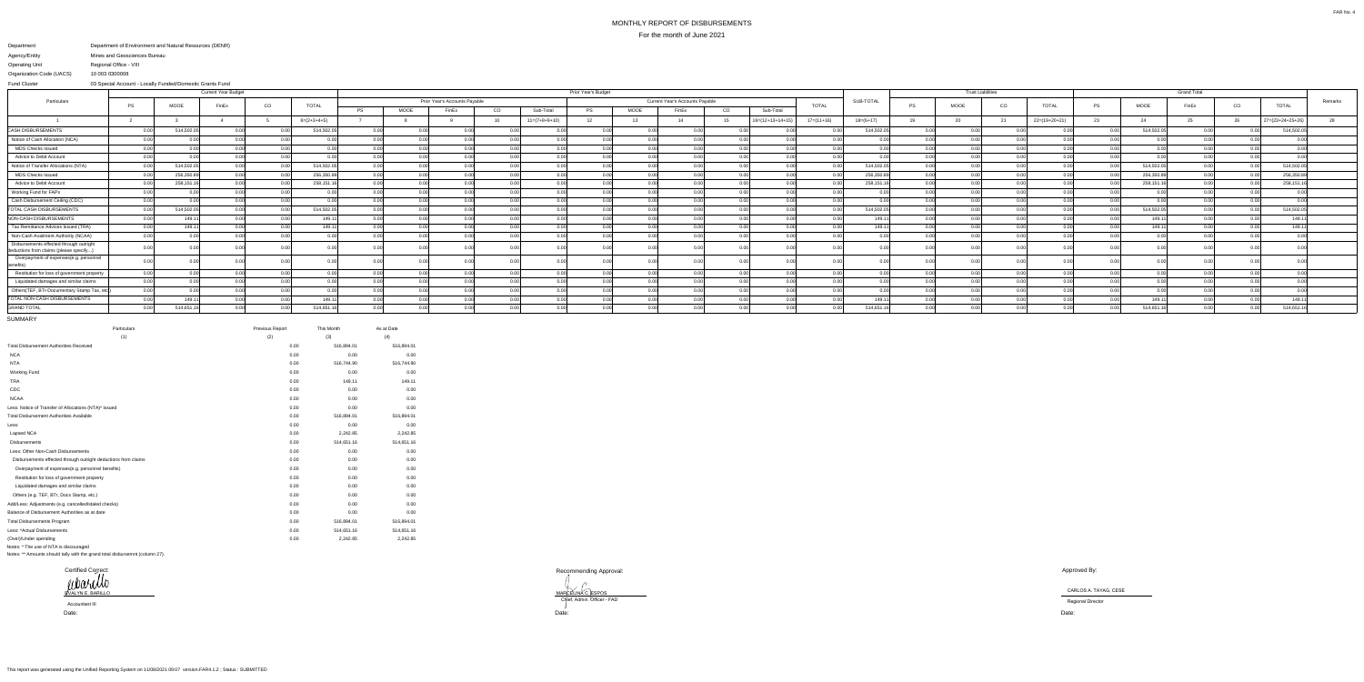FAR No. 4

# MONTHLY REPORT OF DISBURSEMENTS

For the month of June 2021

Department: Department of Environment and Natural Resources (DENR)
Agency/Entity: Mines and Geosciences Bureau
Operating Unit: Regional Office - VIII
Organization Code (UACS): 10 003 0300008
Fund Cluster: 03 Special Account - Locally Funded/Domestic Grants Fund

| Particulars | Current Year Budget | | | | | Prior Year's Budget | | | | | | | | | | | SUB-TOTAL | Trust Liabilities | | | | Grand Total | | | | | Remarks |
|---|---|---|---|---|---|---|---|---|---|---|---|---|---|---|---|---|---|---|---|---|---|---|---|---|---|---|---|
| | | | | | | Prior Year's Accounts Payable | | | | | Current Year's Accounts Payable | | | | | | | | | | | | | | | | |
| | PS | MOOE | FinEx | CO | TOTAL | PS | MOOE | FinEx | CO | Sub-Total | PS | MOOE | FinEx | CO | Sub-Total | TOTAL | | PS | MOOE | CO | TOTAL | PS | MOOE | FinEx | CO | TOTAL | |
| 1 | 2 | 3 | 4 | 5 | 6=(2+3+4+5) | 7 | 8 | 9 | 10 | 11=(7+8+9+10) | 12 | 13 | 14 | 15 | 16=(12+13+14+15) | 17=(11+16) | 18=(6+17) | 19 | 20 | 21 | 22=(19+20+21) | 23 | 24 | 25 | 26 | 27=(23+24+25+26) | 28 |
| CASH DISBURSEMENTS | 0.00 | 514,502.05 | 0.00 | 0.00 | 514,502.05 | 0.00 | 0.00 | 0.00 | 0.00 | 0.00 | 0.00 | 0.00 | 0.00 | 0.00 | 0.00 | 0.00 | 514,502.05 | 0.00 | 0.00 | 0.00 | 0.00 | 0.00 | 514,502.05 | 0.00 | 0.00 | 514,502.05 | |
| Notice of Cash Allocation (NCA) | 0.00 | 0.00 | 0.00 | 0.00 | 0.00 | 0.00 | 0.00 | 0.00 | 0.00 | 0.00 | 0.00 | 0.00 | 0.00 | 0.00 | 0.00 | 0.00 | 0.00 | 0.00 | 0.00 | 0.00 | 0.00 | 0.00 | 0.00 | 0.00 | 0.00 | 0.00 | |
| MDS Checks Issued | 0.00 | 0.00 | 0.00 | 0.00 | 0.00 | 0.00 | 0.00 | 0.00 | 0.00 | 0.00 | 0.00 | 0.00 | 0.00 | 0.00 | 0.00 | 0.00 | 0.00 | 0.00 | 0.00 | 0.00 | 0.00 | 0.00 | 0.00 | 0.00 | 0.00 | 0.00 | |
| Advice to Debit Account | 0.00 | 0.00 | 0.00 | 0.00 | 0.00 | 0.00 | 0.00 | 0.00 | 0.00 | 0.00 | 0.00 | 0.00 | 0.00 | 0.00 | 0.00 | 0.00 | 0.00 | 0.00 | 0.00 | 0.00 | 0.00 | 0.00 | 0.00 | 0.00 | 0.00 | 0.00 | |
| Notice of Transfer Allocations (NTA) | 0.00 | 514,502.05 | 0.00 | 0.00 | 514,502.05 | 0.00 | 0.00 | 0.00 | 0.00 | 0.00 | 0.00 | 0.00 | 0.00 | 0.00 | 0.00 | 0.00 | 514,502.05 | 0.00 | 0.00 | 0.00 | 0.00 | 0.00 | 514,502.05 | 0.00 | 0.00 | 514,502.05 | |
| MDS Checks Issued | 0.00 | 256,350.89 | 0.00 | 0.00 | 256,350.89 | 0.00 | 0.00 | 0.00 | 0.00 | 0.00 | 0.00 | 0.00 | 0.00 | 0.00 | 0.00 | 0.00 | 256,350.89 | 0.00 | 0.00 | 0.00 | 0.00 | 0.00 | 256,350.89 | 0.00 | 0.00 | 256,350.89 | |
| Advice to Debit Account | 0.00 | 258,151.16 | 0.00 | 0.00 | 258,151.16 | 0.00 | 0.00 | 0.00 | 0.00 | 0.00 | 0.00 | 0.00 | 0.00 | 0.00 | 0.00 | 0.00 | 258,151.16 | 0.00 | 0.00 | 0.00 | 0.00 | 0.00 | 258,151.16 | 0.00 | 0.00 | 258,151.16 | |
| Working Fund for FAPs | 0.00 | 0.00 | 0.00 | 0.00 | 0.00 | 0.00 | 0.00 | 0.00 | 0.00 | 0.00 | 0.00 | 0.00 | 0.00 | 0.00 | 0.00 | 0.00 | 0.00 | 0.00 | 0.00 | 0.00 | 0.00 | 0.00 | 0.00 | 0.00 | 0.00 | 0.00 | |
| Cash Disbursement Ceiling (CDC) | 0.00 | 0.00 | 0.00 | 0.00 | 0.00 | 0.00 | 0.00 | 0.00 | 0.00 | 0.00 | 0.00 | 0.00 | 0.00 | 0.00 | 0.00 | 0.00 | 0.00 | 0.00 | 0.00 | 0.00 | 0.00 | 0.00 | 0.00 | 0.00 | 0.00 | 0.00 | |
| TOTAL CASH DISBURSEMENTS | 0.00 | 514,502.05 | 0.00 | 0.00 | 514,502.05 | 0.00 | 0.00 | 0.00 | 0.00 | 0.00 | 0.00 | 0.00 | 0.00 | 0.00 | 0.00 | 0.00 | 514,502.05 | 0.00 | 0.00 | 0.00 | 0.00 | 0.00 | 514,502.05 | 0.00 | 0.00 | 514,502.05 | |
| NON-CASH DISBURSEMENTS | 0.00 | 149.11 | 0.00 | 0.00 | 149.11 | 0.00 | 0.00 | 0.00 | 0.00 | 0.00 | 0.00 | 0.00 | 0.00 | 0.00 | 0.00 | 0.00 | 149.11 | 0.00 | 0.00 | 0.00 | 0.00 | 0.00 | 149.11 | 0.00 | 0.00 | 149.11 | |
| Tax Remittance Advices Issued (TRA) | 0.00 | 149.11 | 0.00 | 0.00 | 149.11 | 0.00 | 0.00 | 0.00 | 0.00 | 0.00 | 0.00 | 0.00 | 0.00 | 0.00 | 0.00 | 0.00 | 149.11 | 0.00 | 0.00 | 0.00 | 0.00 | 0.00 | 149.11 | 0.00 | 0.00 | 149.11 | |
| Non-Cash Availment Authority (NCAA) | 0.00 | 0.00 | 0.00 | 0.00 | 0.00 | 0.00 | 0.00 | 0.00 | 0.00 | 0.00 | 0.00 | 0.00 | 0.00 | 0.00 | 0.00 | 0.00 | 0.00 | 0.00 | 0.00 | 0.00 | 0.00 | 0.00 | 0.00 | 0.00 | 0.00 | 0.00 | |
| Disbursements effected through outright deductions from claims (please specify...) | 0.00 | 0.00 | 0.00 | 0.00 | 0.00 | 0.00 | 0.00 | 0.00 | 0.00 | 0.00 | 0.00 | 0.00 | 0.00 | 0.00 | 0.00 | 0.00 | 0.00 | 0.00 | 0.00 | 0.00 | 0.00 | 0.00 | 0.00 | 0.00 | 0.00 | 0.00 | |
| Overpayment of expenses(e.g. personnel benefits) | 0.00 | 0.00 | 0.00 | 0.00 | 0.00 | 0.00 | 0.00 | 0.00 | 0.00 | 0.00 | 0.00 | 0.00 | 0.00 | 0.00 | 0.00 | 0.00 | 0.00 | 0.00 | 0.00 | 0.00 | 0.00 | 0.00 | 0.00 | 0.00 | 0.00 | 0.00 | |
| Restitution for loss of government property | 0.00 | 0.00 | 0.00 | 0.00 | 0.00 | 0.00 | 0.00 | 0.00 | 0.00 | 0.00 | 0.00 | 0.00 | 0.00 | 0.00 | 0.00 | 0.00 | 0.00 | 0.00 | 0.00 | 0.00 | 0.00 | 0.00 | 0.00 | 0.00 | 0.00 | 0.00 | |
| Liquidated damages and similar claims | 0.00 | 0.00 | 0.00 | 0.00 | 0.00 | 0.00 | 0.00 | 0.00 | 0.00 | 0.00 | 0.00 | 0.00 | 0.00 | 0.00 | 0.00 | 0.00 | 0.00 | 0.00 | 0.00 | 0.00 | 0.00 | 0.00 | 0.00 | 0.00 | 0.00 | 0.00 | |
| Others(TEF, BTr-Documentary Stamp Tax, etc) | 0.00 | 0.00 | 0.00 | 0.00 | 0.00 | 0.00 | 0.00 | 0.00 | 0.00 | 0.00 | 0.00 | 0.00 | 0.00 | 0.00 | 0.00 | 0.00 | 0.00 | 0.00 | 0.00 | 0.00 | 0.00 | 0.00 | 0.00 | 0.00 | 0.00 | 0.00 | |
| TOTAL NON-CASH DISBURSEMENTS | 0.00 | 149.11 | 0.00 | 0.00 | 149.11 | 0.00 | 0.00 | 0.00 | 0.00 | 0.00 | 0.00 | 0.00 | 0.00 | 0.00 | 0.00 | 0.00 | 149.11 | 0.00 | 0.00 | 0.00 | 0.00 | 0.00 | 149.11 | 0.00 | 0.00 | 149.11 | |
| GRAND TOTAL | 0.00 | 514,651.16 | 0.00 | 0.00 | 514,651.16 | 0.00 | 0.00 | 0.00 | 0.00 | 0.00 | 0.00 | 0.00 | 0.00 | 0.00 | 0.00 | 0.00 | 514,651.16 | 0.00 | 0.00 | 0.00 | 0.00 | 0.00 | 514,651.16 | 0.00 | 0.00 | 514,651.16 | |

SUMMARY

| Particulars | Previous Report | This Month | As at Date |
|---|---|---|---|
| (1) | (2) | (3) | (4) |
| Total Disbursement Authorities Received | 0.00 | 516,894.01 | 516,894.01 |
| NCA | 0.00 | 0.00 | 0.00 |
| NTA | 0.00 | 516,744.90 | 516,744.90 |
| Working Fund | 0.00 | 0.00 | 0.00 |
| TRA | 0.00 | 149.11 | 149.11 |
| CDC | 0.00 | 0.00 | 0.00 |
| NCAA | 0.00 | 0.00 | 0.00 |
| Less: Notice of Transfer of Allocations (NTA)* issued | 0.00 | 0.00 | 0.00 |
| Total Disbursement Authorities Available | 0.00 | 516,894.01 | 516,894.01 |
| Less: | 0.00 | 0.00 | 0.00 |
| Lapsed NCA | 0.00 | 2,242.85 | 2,242.85 |
| Disbursements | 0.00 | 514,651.16 | 514,651.16 |
| Less: Other Non-Cash Disbursements | 0.00 | 0.00 | 0.00 |
| Disbursements effected through outright deductions from claims | 0.00 | 0.00 | 0.00 |
| Overpayment of expenses(e.g. personnel benefits) | 0.00 | 0.00 | 0.00 |
| Restitution for loss of government property | 0.00 | 0.00 | 0.00 |
| Liquidated damages and similar claims | 0.00 | 0.00 | 0.00 |
| Others (e.g. TEF, BTr, Docs Stamp, etc.) | 0.00 | 0.00 | 0.00 |
| Add/Less: Adjustments (e.g. cancelled/staled checks) | 0.00 | 0.00 | 0.00 |
| Balance of Disbursement Authorities as at date | 0.00 | 0.00 | 0.00 |
| Total Disbursements Program | 0.00 | 516,894.01 | 516,894.01 |
| Less: *Actual Disbursements | 0.00 | 514,651.16 | 514,651.16 |
| (Over)/Under spending | 0.00 | 2,242.85 | 2,242.85 |

Notes: * The use of NTA is discouraged

Notes: ** Amounts should tally with the grand total disbursemnt (column 27).

Certified Correct:

EVALYN E. BARILLO
Accountant III
Date:

Recommending Approval:

MARCELINA C. ESPOS
Chief, Admin. Officer - FAD
Date:

Approved By:

CARLOS A. TAYAG, CESE
Regional Director
Date:

This report was generated using the Unified Reporting System on 11/08/2021 09:07 version.FAR4.1.2 ; Status : SUBMITTED